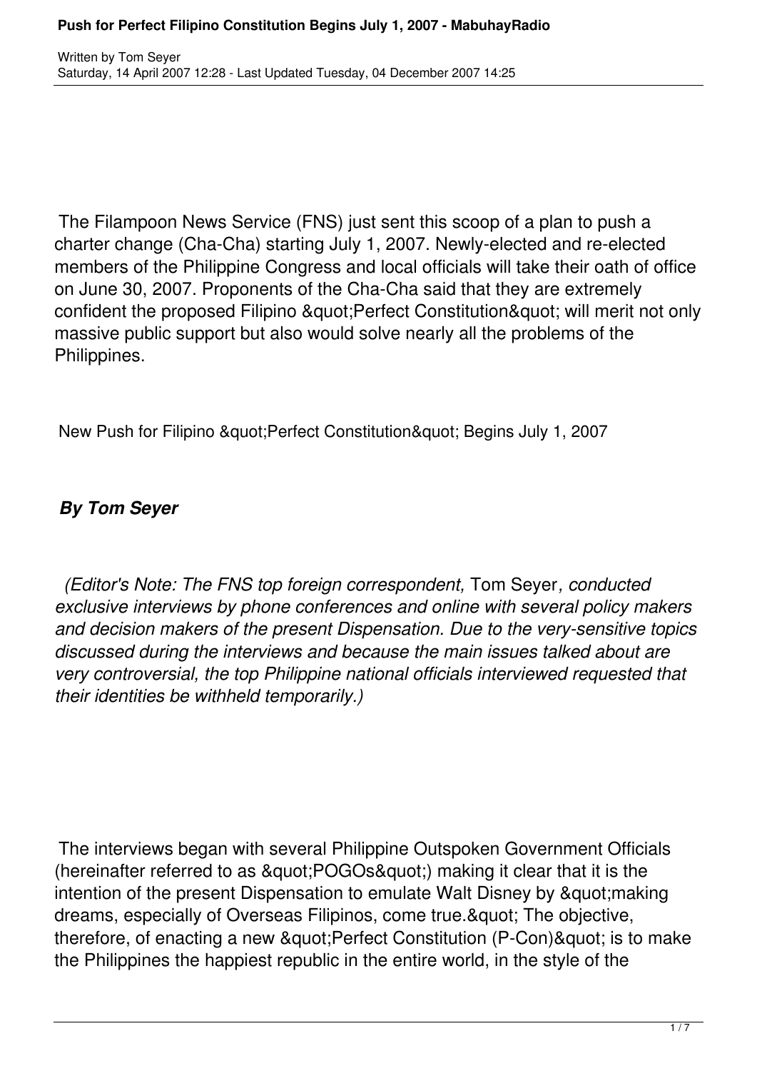The Filampoon News Service (FNS) just sent this scoop of a plan to push a charter change (Cha-Cha) starting July 1, 2007. Newly-elected and re-elected members of the Philippine Congress and local officials will take their oath of office on June 30, 2007. Proponents of the Cha-Cha said that they are extremely confident the proposed Filipino &quot;Perfect Constitution&quot; will merit not only massive public support but also would solve nearly all the problems of the Philippines.

New Push for Filipino &quot;Perfect Constitution&quot; Begins July 1, 2007

***By Tom Seyer***

*(Editor's Note: The FNS top foreign correspondent,* Tom Seyer*, conducted exclusive interviews by phone conferences and online with several policy makers and decision makers of the present Dispensation. Due to the very-sensitive topics discussed during the interviews and because the main issues talked about are very controversial, the top Philippine national officials interviewed requested that their identities be withheld temporarily.)*

The interviews began with several Philippine Outspoken Government Officials (hereinafter referred to as &quot;POGOs&quot;) making it clear that it is the intention of the present Dispensation to emulate Walt Disney by &quot;making dreams, especially of Overseas Filipinos, come true.&quot; The objective, therefore, of enacting a new &quot;Perfect Constitution (P-Con)&quot; is to make the Philippines the happiest republic in the entire world, in the style of the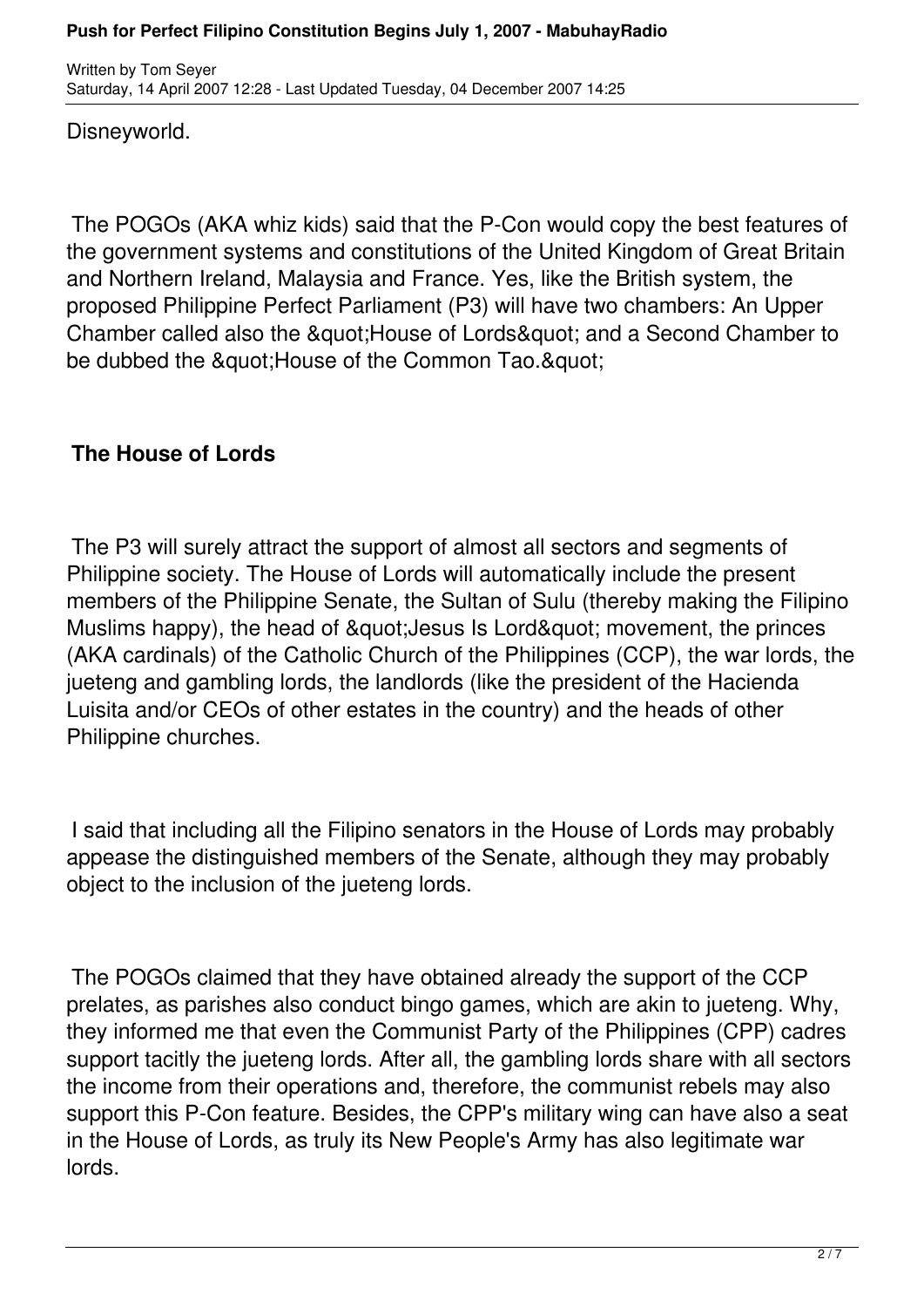Disneyworld.

The POGOs (AKA whiz kids) said that the P-Con would copy the best features of the government systems and constitutions of the United Kingdom of Great Britain and Northern Ireland, Malaysia and France. Yes, like the British system, the proposed Philippine Perfect Parliament (P3) will have two chambers: An Upper Chamber called also the &quot;House of Lords&quot; and a Second Chamber to be dubbed the &quot;House of the Common Tao.&quot;

## The House of Lords

The P3 will surely attract the support of almost all sectors and segments of Philippine society. The House of Lords will automatically include the present members of the Philippine Senate, the Sultan of Sulu (thereby making the Filipino Muslims happy), the head of &quot;Jesus Is Lord&quot; movement, the princes (AKA cardinals) of the Catholic Church of the Philippines (CCP), the war lords, the jueteng and gambling lords, the landlords (like the president of the Hacienda Luisita and/or CEOs of other estates in the country) and the heads of other Philippine churches.

I said that including all the Filipino senators in the House of Lords may probably appease the distinguished members of the Senate, although they may probably object to the inclusion of the jueteng lords.

The POGOs claimed that they have obtained already the support of the CCP prelates, as parishes also conduct bingo games, which are akin to jueteng. Why, they informed me that even the Communist Party of the Philippines (CPP) cadres support tacitly the jueteng lords. After all, the gambling lords share with all sectors the income from their operations and, therefore, the communist rebels may also support this P-Con feature. Besides, the CPP's military wing can have also a seat in the House of Lords, as truly its New People's Army has also legitimate war lords.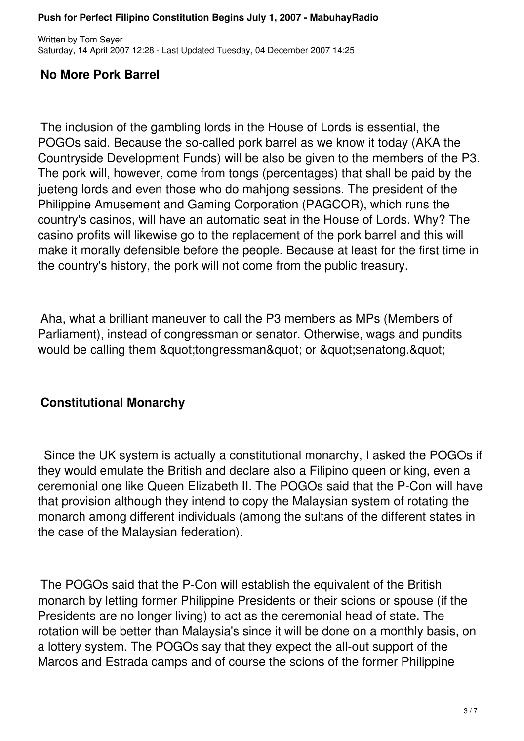## No More Pork Barrel

The inclusion of the gambling lords in the House of Lords is essential, the POGOs said. Because the so-called pork barrel as we know it today (AKA the Countryside Development Funds) will be also be given to the members of the P3. The pork will, however, come from tongs (percentages) that shall be paid by the jueteng lords and even those who do mahjong sessions. The president of the Philippine Amusement and Gaming Corporation (PAGCOR), which runs the country's casinos, will have an automatic seat in the House of Lords. Why? The casino profits will likewise go to the replacement of the pork barrel and this will make it morally defensible before the people. Because at least for the first time in the country's history, the pork will not come from the public treasury.

Aha, what a brilliant maneuver to call the P3 members as MPs (Members of Parliament), instead of congressman or senator. Otherwise, wags and pundits would be calling them &quot;tongressman&quot; or &quot;senatong.&quot;

## Constitutional Monarchy

Since the UK system is actually a constitutional monarchy, I asked the POGOs if they would emulate the British and declare also a Filipino queen or king, even a ceremonial one like Queen Elizabeth II. The POGOs said that the P-Con will have that provision although they intend to copy the Malaysian system of rotating the monarch among different individuals (among the sultans of the different states in the case of the Malaysian federation).

The POGOs said that the P-Con will establish the equivalent of the British monarch by letting former Philippine Presidents or their scions or spouse (if the Presidents are no longer living) to act as the ceremonial head of state. The rotation will be better than Malaysia's since it will be done on a monthly basis, on a lottery system. The POGOs say that they expect the all-out support of the Marcos and Estrada camps and of course the scions of the former Philippine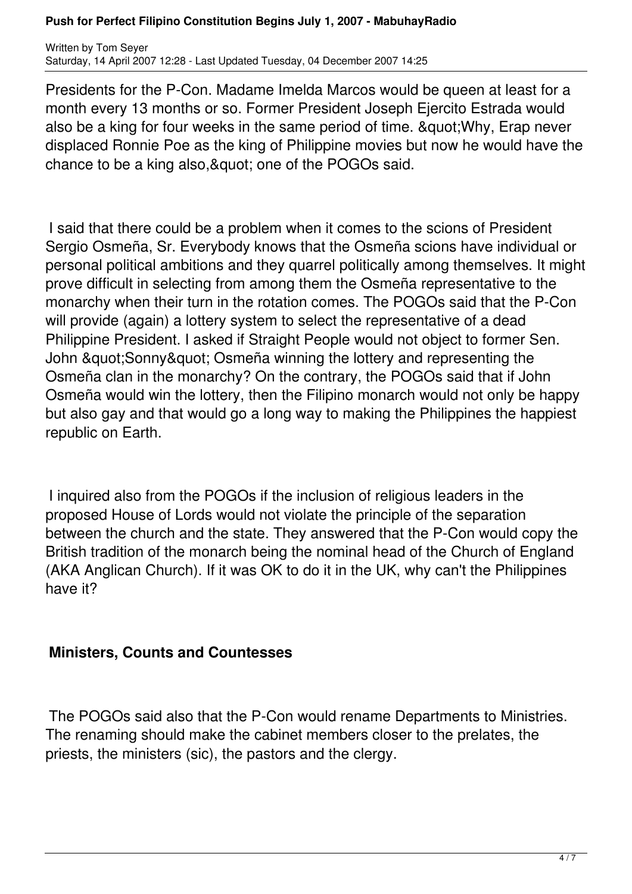Presidents for the P-Con. Madame Imelda Marcos would be queen at least for a month every 13 months or so. Former President Joseph Ejercito Estrada would also be a king for four weeks in the same period of time. &quot;Why, Erap never displaced Ronnie Poe as the king of Philippine movies but now he would have the chance to be a king also,&quot; one of the POGOs said.

I said that there could be a problem when it comes to the scions of President Sergio Osmeña, Sr. Everybody knows that the Osmeña scions have individual or personal political ambitions and they quarrel politically among themselves. It might prove difficult in selecting from among them the Osmeña representative to the monarchy when their turn in the rotation comes. The POGOs said that the P-Con will provide (again) a lottery system to select the representative of a dead Philippine President. I asked if Straight People would not object to former Sen. John &quot;Sonny&quot; Osmeña winning the lottery and representing the Osmeña clan in the monarchy? On the contrary, the POGOs said that if John Osmeña would win the lottery, then the Filipino monarch would not only be happy but also gay and that would go a long way to making the Philippines the happiest republic on Earth.

I inquired also from the POGOs if the inclusion of religious leaders in the proposed House of Lords would not violate the principle of the separation between the church and the state. They answered that the P-Con would copy the British tradition of the monarch being the nominal head of the Church of England (AKA Anglican Church). If it was OK to do it in the UK, why can't the Philippines have it?

## Ministers, Counts and Countesses

The POGOs said also that the P-Con would rename Departments to Ministries. The renaming should make the cabinet members closer to the prelates, the priests, the ministers (sic), the pastors and the clergy.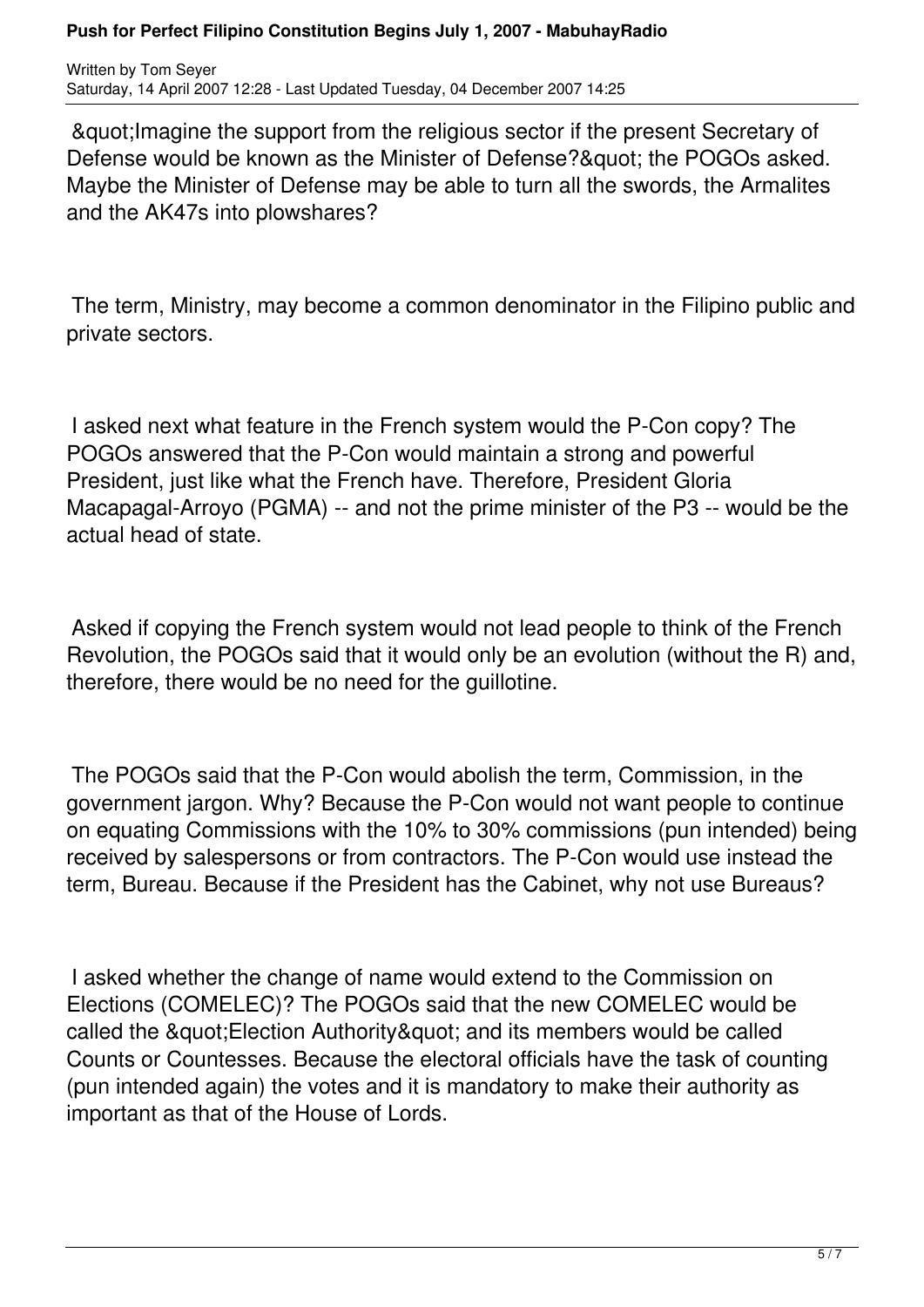"Imagine the support from the religious sector if the present Secretary of Defense would be known as the Minister of Defense?" the POGOs asked. Maybe the Minister of Defense may be able to turn all the swords, the Armalites and the AK47s into plowshares?

The term, Ministry, may become a common denominator in the Filipino public and private sectors.

I asked next what feature in the French system would the P-Con copy? The POGOs answered that the P-Con would maintain a strong and powerful President, just like what the French have. Therefore, President Gloria Macapagal-Arroyo (PGMA) -- and not the prime minister of the P3 -- would be the actual head of state.

Asked if copying the French system would not lead people to think of the French Revolution, the POGOs said that it would only be an evolution (without the R) and, therefore, there would be no need for the guillotine.

The POGOs said that the P-Con would abolish the term, Commission, in the government jargon. Why? Because the P-Con would not want people to continue on equating Commissions with the 10% to 30% commissions (pun intended) being received by salespersons or from contractors. The P-Con would use instead the term, Bureau. Because if the President has the Cabinet, why not use Bureaus?

I asked whether the change of name would extend to the Commission on Elections (COMELEC)? The POGOs said that the new COMELEC would be called the "Election Authority" and its members would be called Counts or Countesses. Because the electoral officials have the task of counting (pun intended again) the votes and it is mandatory to make their authority as important as that of the House of Lords.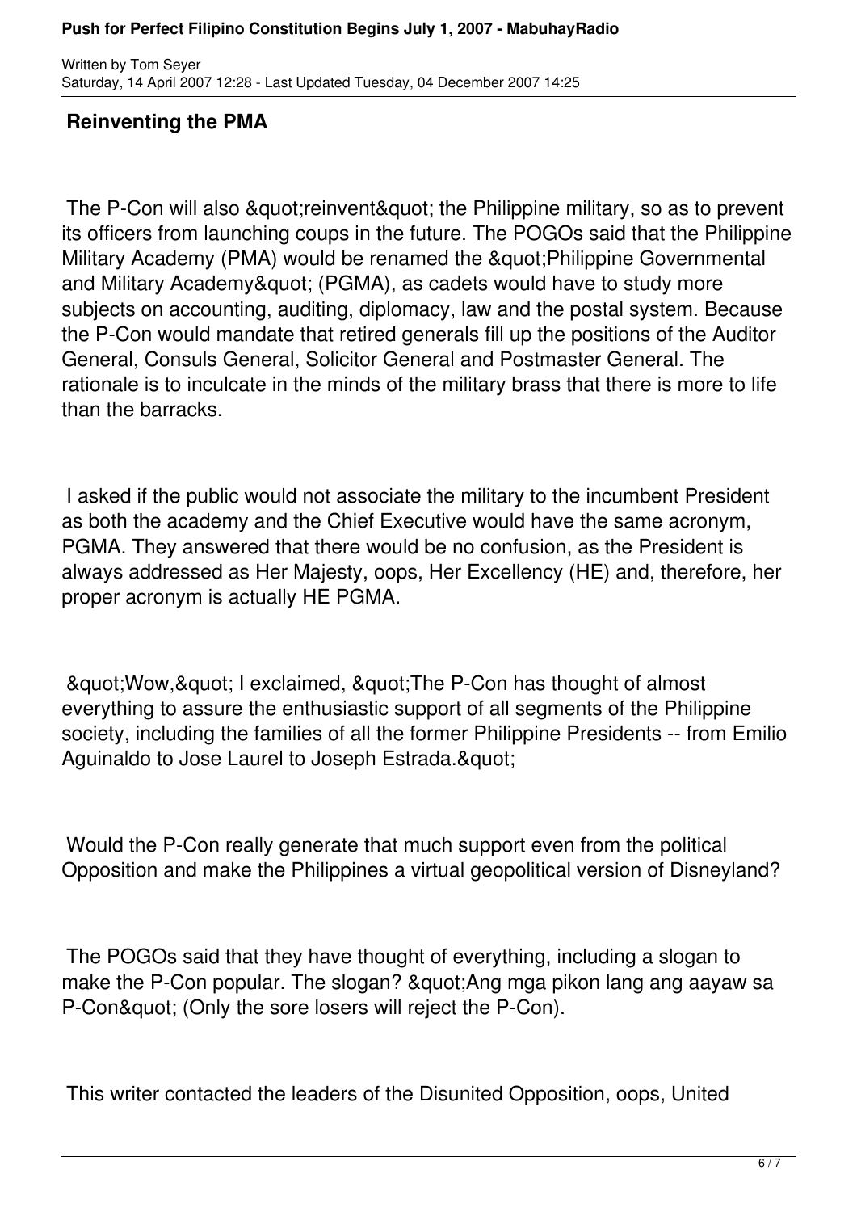## Reinventing the PMA

The P-Con will also "reinvent" the Philippine military, so as to prevent its officers from launching coups in the future. The POGOs said that the Philippine Military Academy (PMA) would be renamed the "Philippine Governmental and Military Academy" (PGMA), as cadets would have to study more subjects on accounting, auditing, diplomacy, law and the postal system. Because the P-Con would mandate that retired generals fill up the positions of the Auditor General, Consuls General, Solicitor General and Postmaster General. The rationale is to inculcate in the minds of the military brass that there is more to life than the barracks.

I asked if the public would not associate the military to the incumbent President as both the academy and the Chief Executive would have the same acronym, PGMA. They answered that there would be no confusion, as the President is always addressed as Her Majesty, oops, Her Excellency (HE) and, therefore, her proper acronym is actually HE PGMA.

"Wow," I exclaimed, "The P-Con has thought of almost everything to assure the enthusiastic support of all segments of the Philippine society, including the families of all the former Philippine Presidents -- from Emilio Aguinaldo to Jose Laurel to Joseph Estrada."

Would the P-Con really generate that much support even from the political Opposition and make the Philippines a virtual geopolitical version of Disneyland?

The POGOs said that they have thought of everything, including a slogan to make the P-Con popular. The slogan? "Ang mga pikon lang ang aayaw sa P-Con" (Only the sore losers will reject the P-Con).

This writer contacted the leaders of the Disunited Opposition, oops, United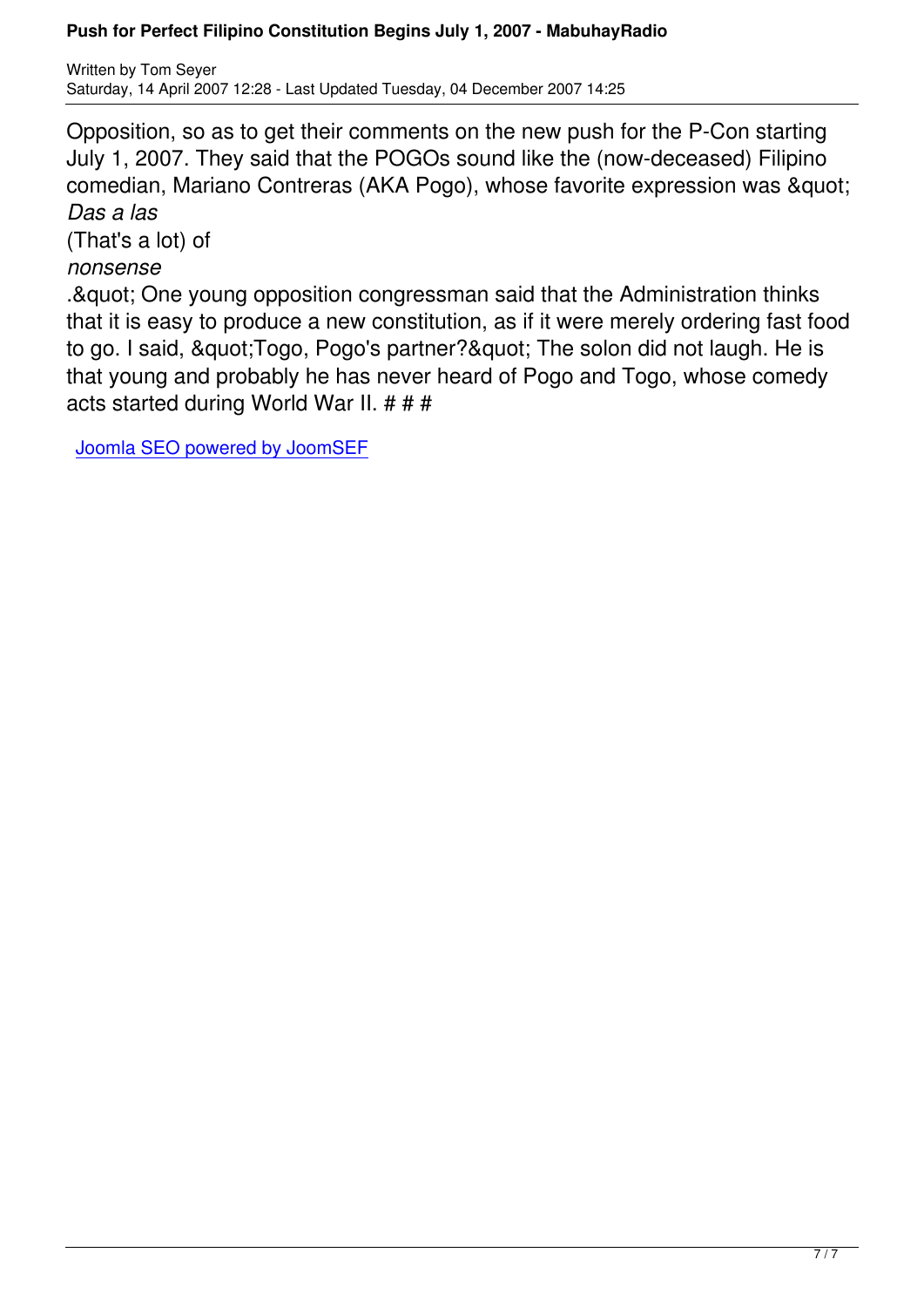Opposition, so as to get their comments on the new push for the P-Con starting July 1, 2007. They said that the POGOs sound like the (now-deceased) Filipino comedian, Mariano Contreras (AKA Pogo), whose favorite expression was &quot; *Das a las* (That's a lot) of *nonsense*.&quot; One young opposition congressman said that the Administration thinks that it is easy to produce a new constitution, as if it were merely ordering fast food to go. I said, &quot;Togo, Pogo's partner?&quot; The solon did not laugh. He is that young and probably he has never heard of Pogo and Togo, whose comedy acts started during World War II. # # #

Joomla SEO powered by JoomSEF